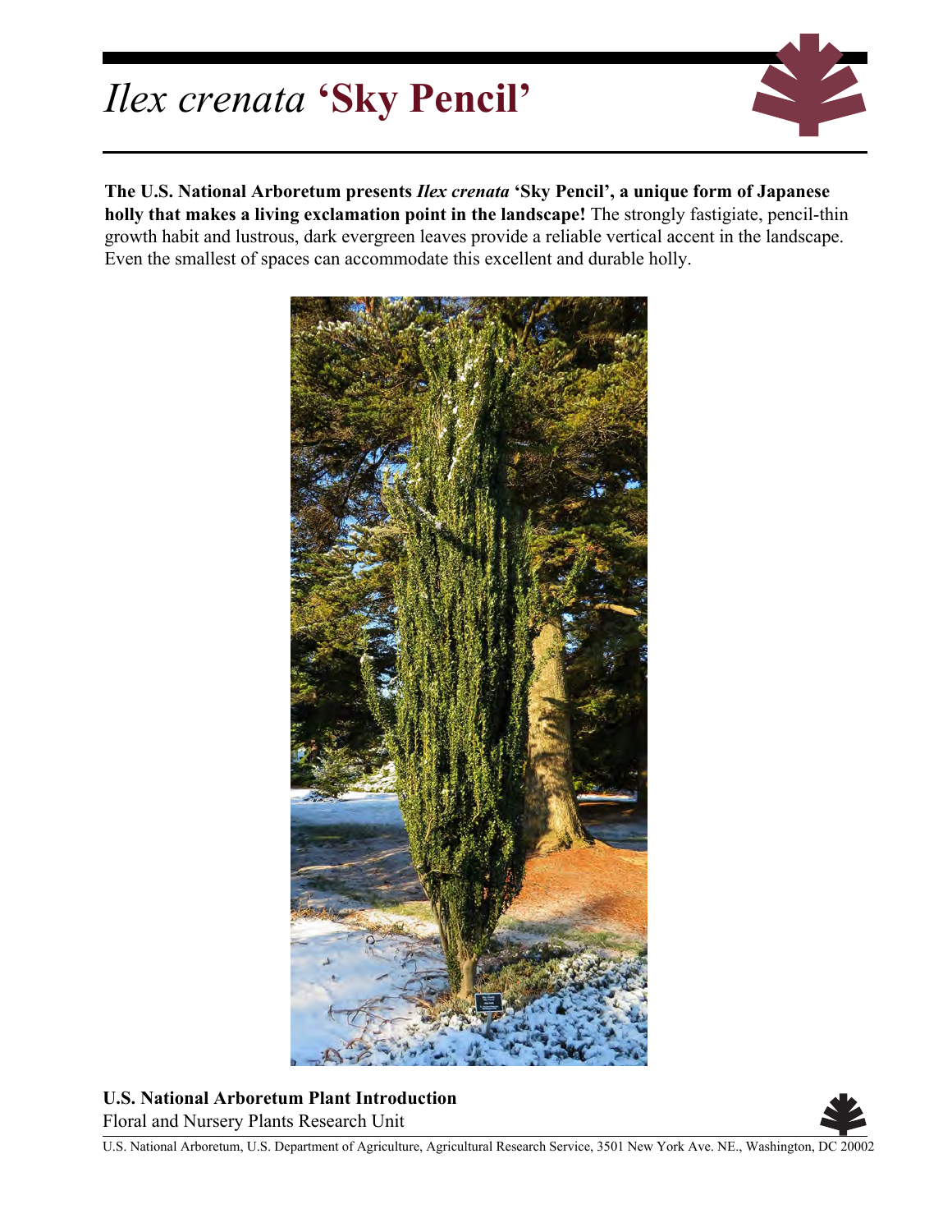# *Ilex crenata* **'Sky Pencil'**

**The U.S. National Arboretum presents *Ilex crenata* 'Sky Pencil', a unique form of Japanese holly that makes a living exclamation point in the landscape!** The strongly fastigiate, pencil-thin growth habit and lustrous, dark evergreen leaves provide a reliable vertical accent in the landscape. Even the smallest of spaces can accommodate this excellent and durable holly.

**U.S. National Arboretum Plant Introduction**

Floral and Nursery Plants Research Unit

U.S. National Arboretum, U.S. Department of Agriculture, Agricultural Research Service, 3501 New York Ave. NE., Washington, DC 20002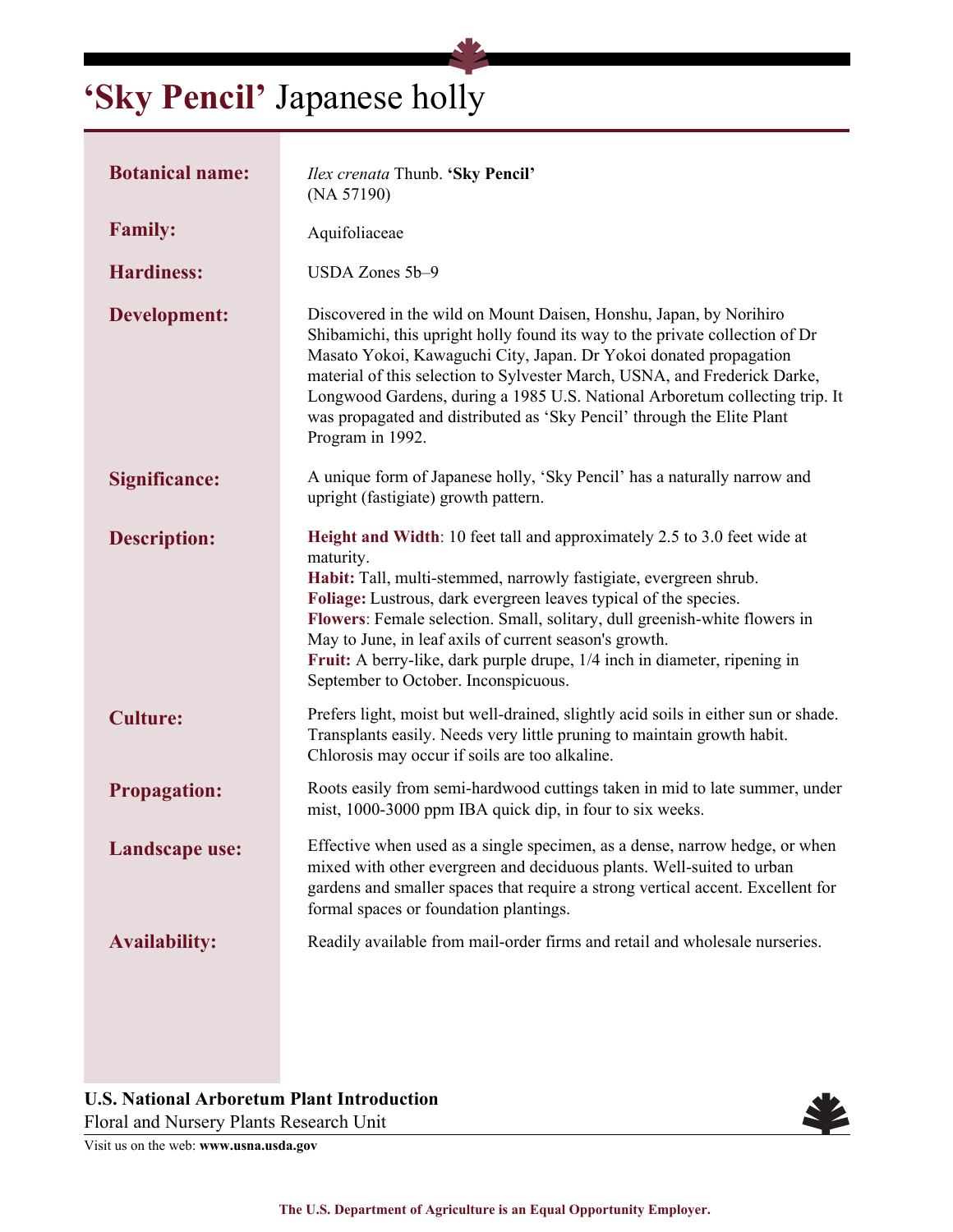# **‘Sky Pencil’** Japanese holly

**Botanical name:** *Ilex crenata* Thunb. **‘Sky Pencil’** (NA 57190)

**Family:** Aquifoliaceae

**Hardiness:** USDA Zones 5b–9

**Development:** Discovered in the wild on Mount Daisen, Honshu, Japan, by Norihiro Shibamichi, this upright holly found its way to the private collection of Dr Masato Yokoi, Kawaguchi City, Japan. Dr Yokoi donated propagation material of this selection to Sylvester March, USNA, and Frederick Darke, Longwood Gardens, during a 1985 U.S. National Arboretum collecting trip. It was propagated and distributed as ‘Sky Pencil’ through the Elite Plant Program in 1992.

**Significance:** A unique form of Japanese holly, ‘Sky Pencil’ has a naturally narrow and upright (fastigiate) growth pattern.

**Description:**
**Height and Width**: 10 feet tall and approximately 2.5 to 3.0 feet wide at maturity.
**Habit:** Tall, multi-stemmed, narrowly fastigiate, evergreen shrub.
**Foliage:** Lustrous, dark evergreen leaves typical of the species.
**Flowers**: Female selection. Small, solitary, dull greenish-white flowers in May to June, in leaf axils of current season's growth.
**Fruit:** A berry-like, dark purple drupe, 1/4 inch in diameter, ripening in September to October. Inconspicuous.

**Culture:** Prefers light, moist but well-drained, slightly acid soils in either sun or shade. Transplants easily. Needs very little pruning to maintain growth habit. Chlorosis may occur if soils are too alkaline.

**Propagation:** Roots easily from semi-hardwood cuttings taken in mid to late summer, under mist, 1000-3000 ppm IBA quick dip, in four to six weeks.

**Landscape use:** Effective when used as a single specimen, as a dense, narrow hedge, or when mixed with other evergreen and deciduous plants. Well-suited to urban gardens and smaller spaces that require a strong vertical accent. Excellent for formal spaces or foundation plantings.

**Availability:** Readily available from mail-order firms and retail and wholesale nurseries.

**U.S. National Arboretum Plant Introduction**
Floral and Nursery Plants Research Unit

Visit us on the web: **www.usna.usda.gov**

**The U.S. Department of Agriculture is an Equal Opportunity Employer.**